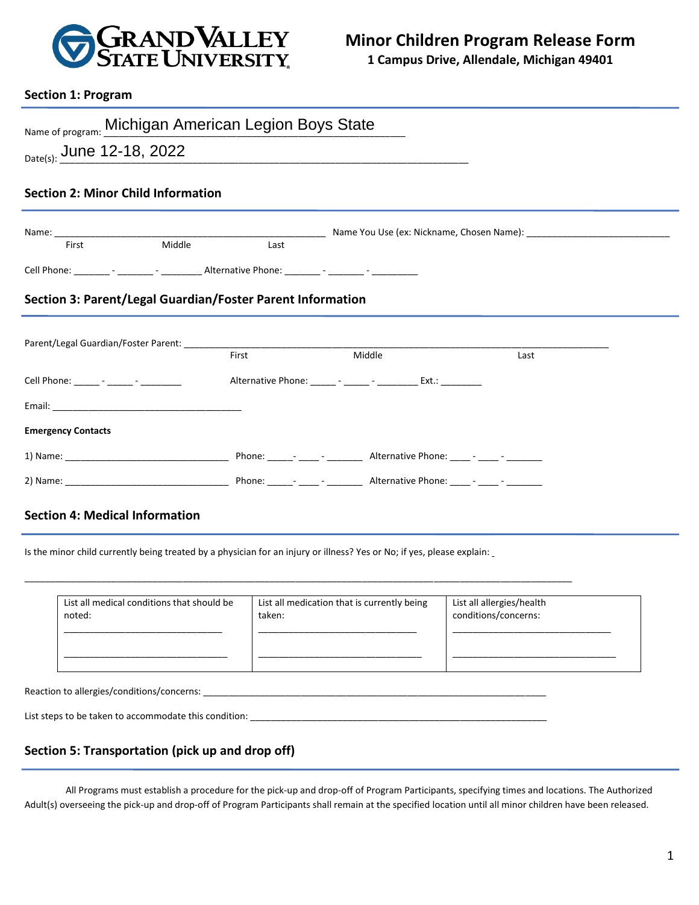Grand Valley State University

# Minor Children Program Release Form

**1 Campus Drive, Allendale, Michigan 49401**

## Section 1: Program

Name of program: Michigan American Legion Boys State

Date(s): June 12-18, 2022

## Section 2: Minor Child Information

Name: ____________________________________________ Name You Use (ex: Nickname, Chosen Name): ___________________________

First Middle Last

Cell Phone: _______ - _______ - ________ Alternative Phone: _______ - _______ - _________

## Section 3: Parent/Legal Guardian/Foster Parent Information

Parent/Legal Guardian/Foster Parent: ______________________________________________________________________________

First Middle Last

Cell Phone: _____ - _____ - ________ Alternative Phone: _____ - _____ - ________ Ext.: ________

Email: ____________________________________

**Emergency Contacts**

1) Name: _______________________________ Phone: _____- ____ - _______ Alternative Phone: ____ - ____ - _______

2) Name: _______________________________ Phone: _____- ____ - _______ Alternative Phone: ____ - ____ - _______

## Section 4: Medical Information

Is the minor child currently being treated by a physician for an injury or illness? Yes or No; if yes, please explain: _

_______________________________________________________________________________________________________

| List all medical conditions that should be noted: | List all medication that is currently being taken: | List all allergies/health conditions/concerns: |
|---|---|---|
| _______________________________ | _______________________________ | _______________________________ |
| _______________________________ | _______________________________ | _______________________________ |

Reaction to allergies/conditions/concerns: ___________________________________________________________________

List steps to be taken to accommodate this condition: __________________________________________________________

## Section 5: Transportation (pick up and drop off)

All Programs must establish a procedure for the pick-up and drop-off of Program Participants, specifying times and locations. The Authorized Adult(s) overseeing the pick-up and drop-off of Program Participants shall remain at the specified location until all minor children have been released.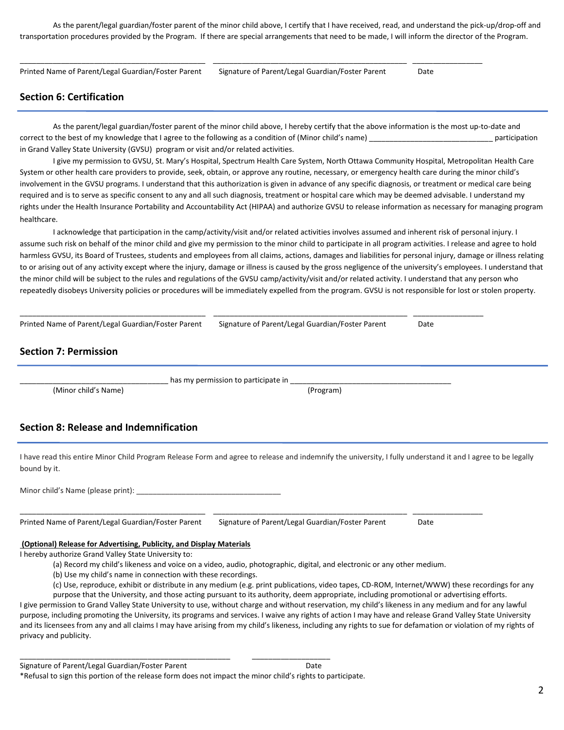As the parent/legal guardian/foster parent of the minor child above, I certify that I have received, read, and understand the pick-up/drop-off and transportation procedures provided by the Program. If there are special arrangements that need to be made, I will inform the director of the Program.

_______________________________________________ _________________________________________________ _________________

Printed Name of Parent/Legal Guardian/Foster Parent    Signature of Parent/Legal Guardian/Foster Parent    Date

## Section 6: Certification

As the parent/legal guardian/foster parent of the minor child above, I hereby certify that the above information is the most up-to-date and correct to the best of my knowledge that I agree to the following as a condition of (Minor child's name) ______________________________ participation in Grand Valley State University (GVSU) program or visit and/or related activities.

I give my permission to GVSU, St. Mary's Hospital, Spectrum Health Care System, North Ottawa Community Hospital, Metropolitan Health Care System or other health care providers to provide, seek, obtain, or approve any routine, necessary, or emergency health care during the minor child's involvement in the GVSU programs. I understand that this authorization is given in advance of any specific diagnosis, or treatment or medical care being required and is to serve as specific consent to any and all such diagnosis, treatment or hospital care which may be deemed advisable. I understand my rights under the Health Insurance Portability and Accountability Act (HIPAA) and authorize GVSU to release information as necessary for managing program healthcare.

I acknowledge that participation in the camp/activity/visit and/or related activities involves assumed and inherent risk of personal injury. I assume such risk on behalf of the minor child and give my permission to the minor child to participate in all program activities. I release and agree to hold harmless GVSU, its Board of Trustees, students and employees from all claims, actions, damages and liabilities for personal injury, damage or illness relating to or arising out of any activity except where the injury, damage or illness is caused by the gross negligence of the university's employees. I understand that the minor child will be subject to the rules and regulations of the GVSU camp/activity/visit and/or related activity. I understand that any person who repeatedly disobeys University policies or procedures will be immediately expelled from the program. GVSU is not responsible for lost or stolen property.

_______________________________________________ _________________________________________________ _________________

Printed Name of Parent/Legal Guardian/Foster Parent    Signature of Parent/Legal Guardian/Foster Parent    Date

## Section 7: Permission

____________________________________ has my permission to participate in ________________________________________

(Minor child's Name)    (Program)

## Section 8: Release and Indemnification

I have read this entire Minor Child Program Release Form and agree to release and indemnify the university, I fully understand it and I agree to be legally bound by it.

Minor child's Name (please print): ____________________________________

_______________________________________________ _________________________________________________ _________________

Printed Name of Parent/Legal Guardian/Foster Parent    Signature of Parent/Legal Guardian/Foster Parent    Date

**(Optional) Release for Advertising, Publicity, and Display Materials**

I hereby authorize Grand Valley State University to:

(a) Record my child's likeness and voice on a video, audio, photographic, digital, and electronic or any other medium.

(b) Use my child's name in connection with these recordings.

(c) Use, reproduce, exhibit or distribute in any medium (e.g. print publications, video tapes, CD-ROM, Internet/WWW) these recordings for any purpose that the University, and those acting pursuant to its authority, deem appropriate, including promotional or advertising efforts.

I give permission to Grand Valley State University to use, without charge and without reservation, my child's likeness in any medium and for any lawful purpose, including promoting the University, its programs and services. I waive any rights of action I may have and release Grand Valley State University and its licensees from any and all claims I may have arising from my child's likeness, including any rights to sue for defamation or violation of my rights of privacy and publicity.

_____________________________________________________ ___________________

Signature of Parent/Legal Guardian/Foster Parent    Date

*Refusal to sign this portion of the release form does not impact the minor child's rights to participate.